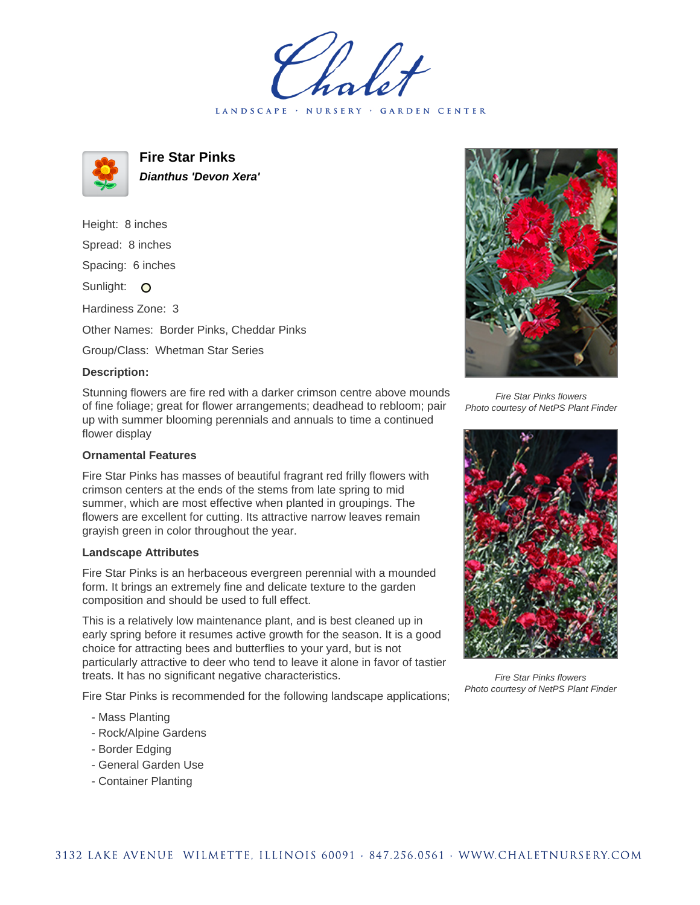# Fire Star Pinks

***Dianthus 'Devon Xera'***

Height: 8 inches

Spread: 8 inches

Spacing: 6 inches

Sunlight: O

Hardiness Zone: 3

Other Names: Border Pinks, Cheddar Pinks

Group/Class: Whetman Star Series

**Description:**

Stunning flowers are fire red with a darker crimson centre above mounds of fine foliage; great for flower arrangements; deadhead to rebloom; pair up with summer blooming perennials and annuals to time a continued flower display

### Ornamental Features

Fire Star Pinks has masses of beautiful fragrant red frilly flowers with crimson centers at the ends of the stems from late spring to mid summer, which are most effective when planted in groupings. The flowers are excellent for cutting. Its attractive narrow leaves remain grayish green in color throughout the year.

### Landscape Attributes

Fire Star Pinks is an herbaceous evergreen perennial with a mounded form. It brings an extremely fine and delicate texture to the garden composition and should be used to full effect.

This is a relatively low maintenance plant, and is best cleaned up in early spring before it resumes active growth for the season. It is a good choice for attracting bees and butterflies to your yard, but is not particularly attractive to deer who tend to leave it alone in favor of tastier treats. It has no significant negative characteristics.

Fire Star Pinks is recommended for the following landscape applications;

- Mass Planting
- Rock/Alpine Gardens
- Border Edging
- General Garden Use
- Container Planting

*Fire Star Pinks flowers*
*Photo courtesy of NetPS Plant Finder*

*Fire Star Pinks flowers*
*Photo courtesy of NetPS Plant Finder*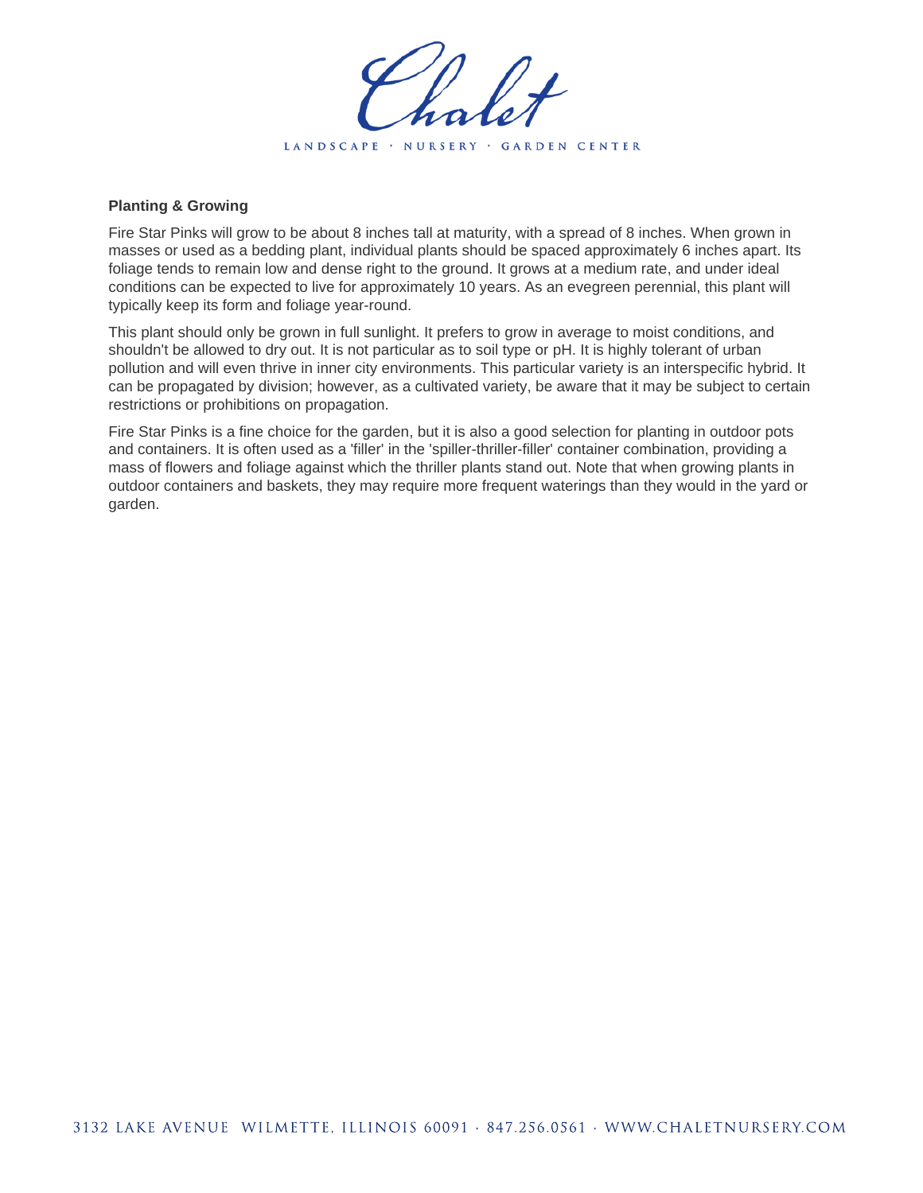### Planting & Growing

Fire Star Pinks will grow to be about 8 inches tall at maturity, with a spread of 8 inches. When grown in masses or used as a bedding plant, individual plants should be spaced approximately 6 inches apart. Its foliage tends to remain low and dense right to the ground. It grows at a medium rate, and under ideal conditions can be expected to live for approximately 10 years. As an evegreen perennial, this plant will typically keep its form and foliage year-round.

This plant should only be grown in full sunlight. It prefers to grow in average to moist conditions, and shouldn't be allowed to dry out. It is not particular as to soil type or pH. It is highly tolerant of urban pollution and will even thrive in inner city environments. This particular variety is an interspecific hybrid. It can be propagated by division; however, as a cultivated variety, be aware that it may be subject to certain restrictions or prohibitions on propagation.

Fire Star Pinks is a fine choice for the garden, but it is also a good selection for planting in outdoor pots and containers. It is often used as a 'filler' in the 'spiller-thriller-filler' container combination, providing a mass of flowers and foliage against which the thriller plants stand out. Note that when growing plants in outdoor containers and baskets, they may require more frequent waterings than they would in the yard or garden.